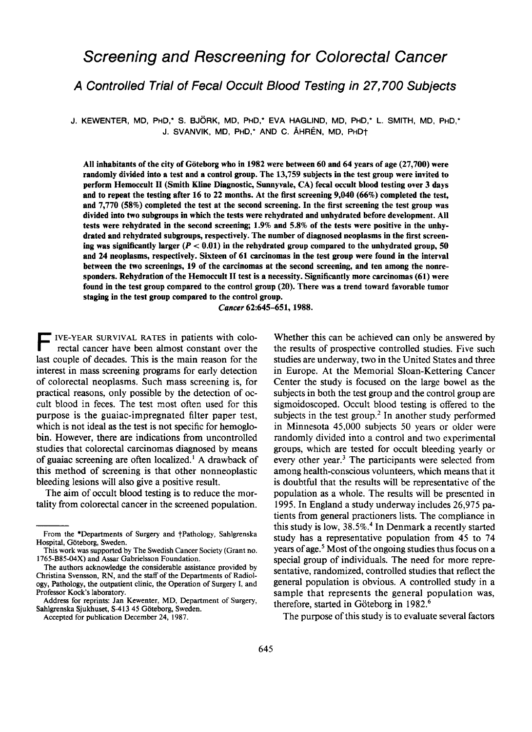# Screening and Rescreening for Colorectal Cancer

## A Controlled Trial of Fecal Occult Blood Testing in 27,700 Subjects

J. KEWENTER, MD, PHD,* S. BJÖRK, MD, PHD,* EVA HAGLIND, MD, PHD,* L. SMITH, MD, PHD,* J. SVANVIK, MD, PHD,* AND C. ÅHRÉN, MD, PHD†

**All inhabitants of the city of Göteborg who in 1982 were between 60 and 64 years of age (27,700) were randomly divided into a test and a control group. The 13,759 subjects in the test group were invited to perform Hemoccult II (Smith Kline Diagnostic, Sunnyvale, CA) fecal occult blood testing over 3 days and to repeat the testing after 16 to 22 months. At the first screening 9,040 (66%) completed the test, and 7,770 (58%) completed the test at the second screening. In the first screening the test group was divided into two subgroups in which the tests were rehydrated and unhydrated before development. All tests were rehydrated in the second screening; 1.9% and 5.8% of the tests were positive in the unhydrated and rehydrated subgroups, respectively. The number of diagnosed neoplasms in the first screening was significantly larger ($P < 0.01$) in the rehydrated group compared to the unhydrated group, 50 and 24 neoplasms, respectively. Sixteen of 61 carcinomas in the test group were found in the interval between the two screenings, 19 of the carcinomas at the second screening, and ten among the nonresponders. Rehydration of the Hemoccult II test is a necessity. Significantly more carcinomas (61) were found in the test group compared to the control group (20). There was a trend toward favorable tumor staging in the test group compared to the control group.**

*Cancer* 62:645–651, 1988.

FIVE-YEAR SURVIVAL RATES in patients with colorectal cancer have been almost constant over the last couple of decades. This is the main reason for the interest in mass screening programs for early detection of colorectal neoplasms. Such mass screening is, for practical reasons, only possible by the detection of occult blood in feces. The test most often used for this purpose is the guaiac-impregnated filter paper test, which is not ideal as the test is not specific for hemoglobin. However, there are indications from uncontrolled studies that colorectal carcinomas diagnosed by means of guaiac screening are often localized.[1] A drawback of this method of screening is that other nonneoplastic bleeding lesions will also give a positive result.

The aim of occult blood testing is to reduce the mortality from colorectal cancer in the screened population. Whether this can be achieved can only be answered by the results of prospective controlled studies. Five such studies are underway, two in the United States and three in Europe. At the Memorial Sloan-Kettering Cancer Center the study is focused on the large bowel as the subjects in both the test group and the control group are sigmoidoscoped. Occult blood testing is offered to the subjects in the test group.[2] In another study performed in Minnesota 45,000 subjects 50 years or older were randomly divided into a control and two experimental groups, which are tested for occult bleeding yearly or every other year.[3] The participants were selected from among health-conscious volunteers, which means that it is doubtful that the results will be representative of the population as a whole. The results will be presented in 1995. In England a study underway includes 26,975 patients from general practioners lists. The compliance in this study is low, 38.5%.[4] In Denmark a recently started study has a representative population from 45 to 74 years of age.[5] Most of the ongoing studies thus focus on a special group of individuals. The need for more representative, randomized, controlled studies that reflect the general population is obvious. A controlled study in a sample that represents the general population was, therefore, started in Göteborg in 1982.[6]

The purpose of this study is to evaluate several factors

---

From the *Departments of Surgery and †Pathology, Sahlgrenska Hospital, Göteborg, Sweden.

This work was supported by The Swedish Cancer Society (Grant no. 1765-B85-04X) and Assar Gabrielsson Foundation.

The authors acknowledge the considerable assistance provided by Christina Svensson, RN, and the staff of the Departments of Radiology, Pathology, the outpatient clinic, the Operation of Surgery I, and Professor Kock's laboratory.

Address for reprints: Jan Kewenter, MD, Department of Surgery, Sahlgrenska Sjukhuset, S-413 45 Göteborg, Sweden.

Accepted for publication December 24, 1987.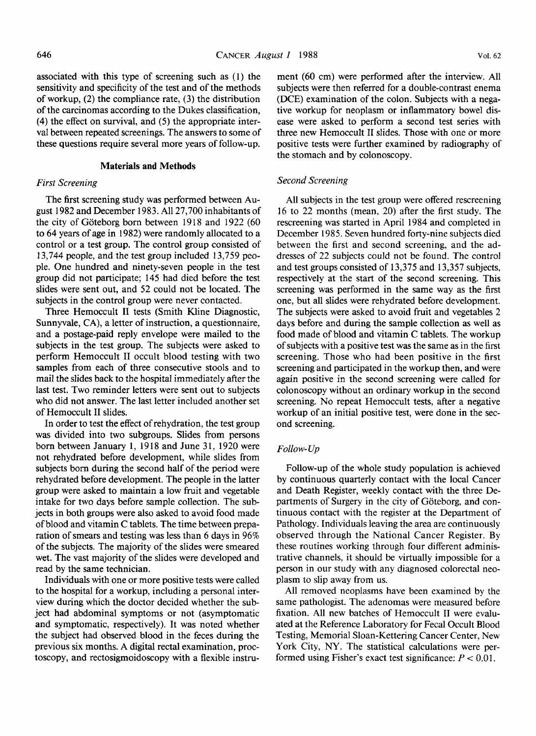associated with this type of screening such as (1) the sensitivity and specificity of the test and of the methods of workup, (2) the compliance rate, (3) the distribution of the carcinomas according to the Dukes classification, (4) the effect on survival, and (5) the appropriate interval between repeated screenings. The answers to some of these questions require several more years of follow-up.

## Materials and Methods

### *First Screening*

The first screening study was performed between August 1982 and December 1983. All 27,700 inhabitants of the city of Göteborg born between 1918 and 1922 (60 to 64 years of age in 1982) were randomly allocated to a control or a test group. The control group consisted of 13,744 people, and the test group included 13,759 people. One hundred and ninety-seven people in the test group did not participate; 145 had died before the test slides were sent out, and 52 could not be located. The subjects in the control group were never contacted.

Three Hemoccult II tests (Smith Kline Diagnostic, Sunnyvale, CA), a letter of instruction, a questionnaire, and a postage-paid reply envelope were mailed to the subjects in the test group. The subjects were asked to perform Hemoccult II occult blood testing with two samples from each of three consecutive stools and to mail the slides back to the hospital immediately after the last test. Two reminder letters were sent out to subjects who did not answer. The last letter included another set of Hemoccult II slides.

In order to test the effect of rehydration, the test group was divided into two subgroups. Slides from persons born between January 1, 1918 and June 31, 1920 were not rehydrated before development, while slides from subjects born during the second half of the period were rehydrated before development. The people in the latter group were asked to maintain a low fruit and vegetable intake for two days before sample collection. The subjects in both groups were also asked to avoid food made of blood and vitamin C tablets. The time between preparation of smears and testing was less than 6 days in 96% of the subjects. The majority of the slides were smeared wet. The vast majority of the slides were developed and read by the same technician.

Individuals with one or more positive tests were called to the hospital for a workup, including a personal interview during which the doctor decided whether the subject had abdominal symptoms or not (asymptomatic and symptomatic, respectively). It was noted whether the subject had observed blood in the feces during the previous six months. A digital rectal examination, proctoscopy, and rectosigmoidoscopy with a flexible instrument (60 cm) were performed after the interview. All subjects were then referred for a double-contrast enema (DCE) examination of the colon. Subjects with a negative workup for neoplasm or inflammatory bowel disease were asked to perform a second test series with three new Hemoccult II slides. Those with one or more positive tests were further examined by radiography of the stomach and by colonoscopy.

### *Second Screening*

All subjects in the test group were offered rescreening 16 to 22 months (mean, 20) after the first study. The rescreening was started in April 1984 and completed in December 1985. Seven hundred forty-nine subjects died between the first and second screening, and the addresses of 22 subjects could not be found. The control and test groups consisted of 13,375 and 13,357 subjects, respectively at the start of the second screening. This screening was performed in the same way as the first one, but all slides were rehydrated before development. The subjects were asked to avoid fruit and vegetables 2 days before and during the sample collection as well as food made of blood and vitamin C tablets. The workup of subjects with a positive test was the same as in the first screening. Those who had been positive in the first screening and participated in the workup then, and were again positive in the second screening were called for colonoscopy without an ordinary workup in the second screening. No repeat Hemoccult tests, after a negative workup of an initial positive test, were done in the second screening.

### *Follow-Up*

Follow-up of the whole study population is achieved by continuous quarterly contact with the local Cancer and Death Register, weekly contact with the three Departments of Surgery in the city of Göteborg, and continuous contact with the register at the Department of Pathology. Individuals leaving the area are continuously observed through the National Cancer Register. By these routines working through four different administrative channels, it should be virtually impossible for a person in our study with any diagnosed colorectal neoplasm to slip away from us.

All removed neoplasms have been examined by the same pathologist. The adenomas were measured before fixation. All new batches of Hemoccult II were evaluated at the Reference Laboratory for Fecal Occult Blood Testing, Memorial Sloan-Kettering Cancer Center, New York City, NY. The statistical calculations were performed using Fisher's exact test significance: $P < 0.01$.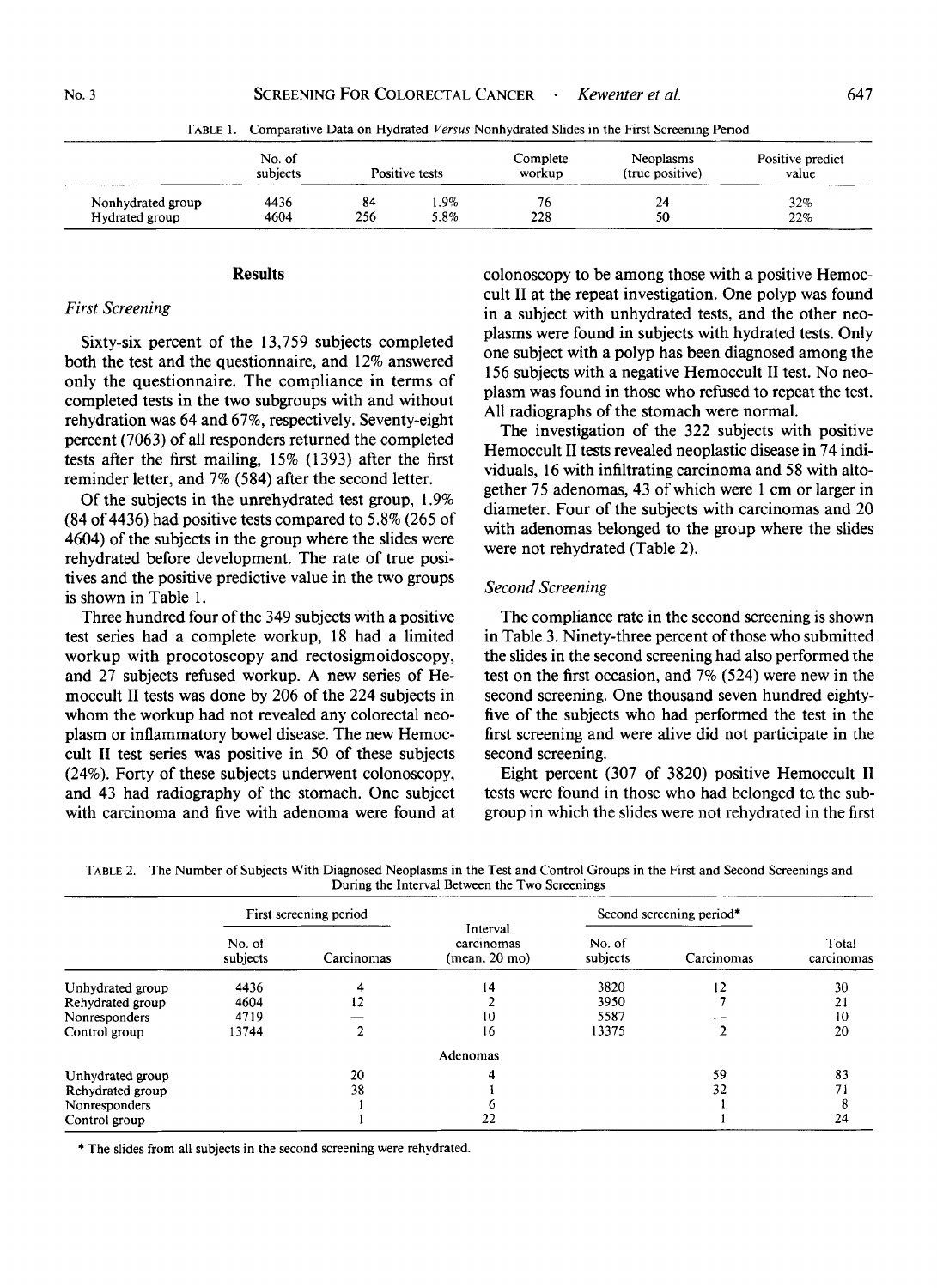TABLE 1. Comparative Data on Hydrated *Versus* Nonhydrated Slides in the First Screening Period

| | No. of subjects | Positive tests | | Complete workup | Neoplasms (true positive) | Positive predict value |
|---|---|---|---|---|---|---|
| Nonhydrated group | 4436 | 84 | 1.9% | 76 | 24 | 32% |
| Hydrated group | 4604 | 256 | 5.8% | 228 | 50 | 22% |

## Results

### *First Screening*

Sixty-six percent of the 13,759 subjects completed both the test and the questionnaire, and 12% answered only the questionnaire. The compliance in terms of completed tests in the two subgroups with and without rehydration was 64 and 67%, respectively. Seventy-eight percent (7063) of all responders returned the completed tests after the first mailing, 15% (1393) after the first reminder letter, and 7% (584) after the second letter.

Of the subjects in the unrehydrated test group, 1.9% (84 of 4436) had positive tests compared to 5.8% (265 of 4604) of the subjects in the group where the slides were rehydrated before development. The rate of true positives and the positive predictive value in the two groups is shown in Table 1.

Three hundred four of the 349 subjects with a positive test series had a complete workup, 18 had a limited workup with procotoscopy and rectosigmoidoscopy, and 27 subjects refused workup. A new series of Hemoccult II tests was done by 206 of the 224 subjects in whom the workup had not revealed any colorectal neoplasm or inflammatory bowel disease. The new Hemoccult II test series was positive in 50 of these subjects (24%). Forty of these subjects underwent colonoscopy, and 43 had radiography of the stomach. One subject with carcinoma and five with adenoma were found at colonoscopy to be among those with a positive Hemoccult II at the repeat investigation. One polyp was found in a subject with unhydrated tests, and the other neoplasms were found in subjects with hydrated tests. Only one subject with a polyp has been diagnosed among the 156 subjects with a negative Hemoccult II test. No neoplasm was found in those who refused to repeat the test. All radiographs of the stomach were normal.

The investigation of the 322 subjects with positive Hemoccult II tests revealed neoplastic disease in 74 individuals, 16 with infiltrating carcinoma and 58 with altogether 75 adenomas, 43 of which were 1 cm or larger in diameter. Four of the subjects with carcinomas and 20 with adenomas belonged to the group where the slides were not rehydrated (Table 2).

### *Second Screening*

The compliance rate in the second screening is shown in Table 3. Ninety-three percent of those who submitted the slides in the second screening had also performed the test on the first occasion, and 7% (524) were new in the second screening. One thousand seven hundred eighty-five of the subjects who had performed the test in the first screening and were alive did not participate in the second screening.

Eight percent (307 of 3820) positive Hemoccult II tests were found in those who had belonged to the subgroup in which the slides were not rehydrated in the first

TABLE 2. The Number of Subjects With Diagnosed Neoplasms in the Test and Control Groups in the First and Second Screenings and During the Interval Between the Two Screenings

| | First screening period | | Interval carcinomas (mean, 20 mo) | Second screening period* | | Total carcinomas |
|---|---|---|---|---|---|---|
| | No. of subjects | Carcinomas | | No. of subjects | Carcinomas | |
| Unhydrated group | 4436 | 4 | 14 | 3820 | 12 | 30 |
| Rehydrated group | 4604 | 12 | 2 | 3950 | 7 | 21 |
| Nonresponders | 4719 | — | 10 | 5587 | — | 10 |
| Control group | 13744 | 2 | 16 | 13375 | 2 | 20 |
| | | Adenomas | | | | |
| Unhydrated group | | 20 | 4 | | 59 | 83 |
| Rehydrated group | | 38 | 1 | | 32 | 71 |
| Nonresponders | | 1 | 6 | | 1 | 8 |
| Control group | | 1 | 22 | | 1 | 24 |

\* The slides from all subjects in the second screening were rehydrated.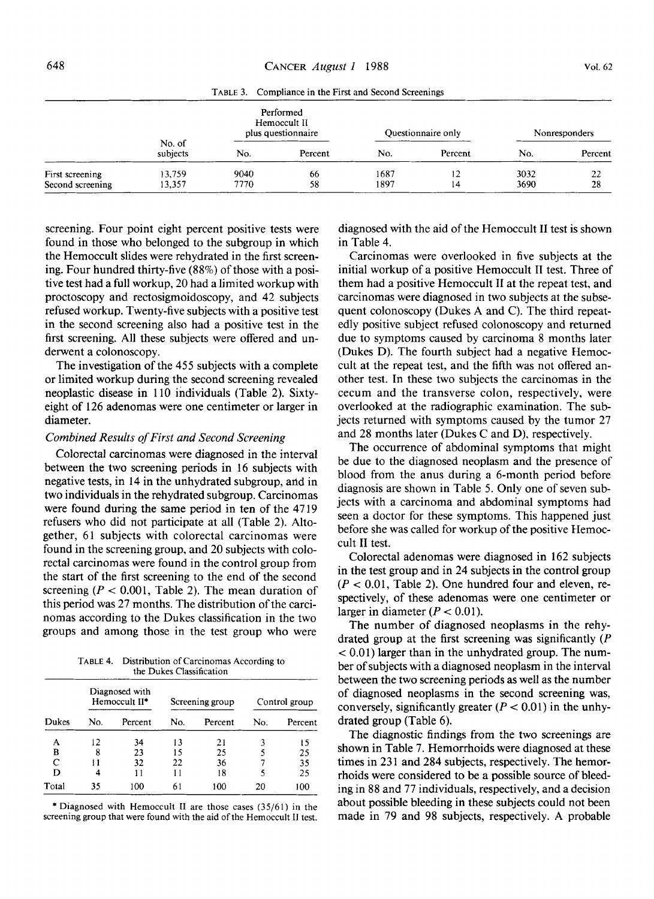TABLE 3. Compliance in the First and Second Screenings

| | No. of subjects | Performed Hemoccult II plus questionnaire | | Questionnaire only | | Nonresponders | |
|---|---|---|---|---|---|---|---|
| | | No. | Percent | No. | Percent | No. | Percent |
| First screening | 13,759 | 9040 | 66 | 1687 | 12 | 3032 | 22 |
| Second screening | 13,357 | 7770 | 58 | 1897 | 14 | 3690 | 28 |

screening. Four point eight percent positive tests were found in those who belonged to the subgroup in which the Hemoccult slides were rehydrated in the first screening. Four hundred thirty-five (88%) of those with a positive test had a full workup, 20 had a limited workup with proctoscopy and rectosigmoidoscopy, and 42 subjects refused workup. Twenty-five subjects with a positive test in the second screening also had a positive test in the first screening. All these subjects were offered and underwent a colonoscopy.

The investigation of the 455 subjects with a complete or limited workup during the second screening revealed neoplastic disease in 110 individuals (Table 2). Sixty-eight of 126 adenomas were one centimeter or larger in diameter.

### *Combined Results of First and Second Screening*

Colorectal carcinomas were diagnosed in the interval between the two screening periods in 16 subjects with negative tests, in 14 in the unhydrated subgroup, and in two individuals in the rehydrated subgroup. Carcinomas were found during the same period in ten of the 4719 refusers who did not participate at all (Table 2). Altogether, 61 subjects with colorectal carcinomas were found in the screening group, and 20 subjects with colorectal carcinomas were found in the control group from the start of the first screening to the end of the second screening ($P < 0.001$, Table 2). The mean duration of this period was 27 months. The distribution of the carcinomas according to the Dukes classification in the two groups and among those in the test group who were diagnosed with the aid of the Hemoccult II test is shown in Table 4.

TABLE 4. Distribution of Carcinomas According to the Dukes Classification

| Dukes | Diagnosed with Hemoccult II* | | Screening group | | Control group | |
|---|---|---|---|---|---|---|
| | No. | Percent | No. | Percent | No. | Percent |
| A | 12 | 34 | 13 | 21 | 3 | 15 |
| B | 8 | 23 | 15 | 25 | 5 | 25 |
| C | 11 | 32 | 22 | 36 | 7 | 35 |
| D | 4 | 11 | 11 | 18 | 5 | 25 |
| Total | 35 | 100 | 61 | 100 | 20 | 100 |

* Diagnosed with Hemoccult II are those cases (35/61) in the screening group that were found with the aid of the Hemoccult II test.

Carcinomas were overlooked in five subjects at the initial workup of a positive Hemoccult II test. Three of them had a positive Hemoccult II at the repeat test, and carcinomas were diagnosed in two subjects at the subsequent colonoscopy (Dukes A and C). The third repeatedly positive subject refused colonoscopy and returned due to symptoms caused by carcinoma 8 months later (Dukes D). The fourth subject had a negative Hemoccult at the repeat test, and the fifth was not offered another test. In these two subjects the carcinomas in the cecum and the transverse colon, respectively, were overlooked at the radiographic examination. The subjects returned with symptoms caused by the tumor 27 and 28 months later (Dukes C and D), respectively.

The occurrence of abdominal symptoms that might be due to the diagnosed neoplasm and the presence of blood from the anus during a 6-month period before diagnosis are shown in Table 5. Only one of seven subjects with a carcinoma and abdominal symptoms had seen a doctor for these symptoms. This happened just before she was called for workup of the positive Hemoccult II test.

Colorectal adenomas were diagnosed in 162 subjects in the test group and in 24 subjects in the control group ($P < 0.01$, Table 2). One hundred four and eleven, respectively, of these adenomas were one centimeter or larger in diameter ($P < 0.01$).

The number of diagnosed neoplasms in the rehydrated group at the first screening was significantly ($P < 0.01$) larger than in the unhydrated group. The number of subjects with a diagnosed neoplasm in the interval between the two screening periods as well as the number of diagnosed neoplasms in the second screening was, conversely, significantly greater ($P < 0.01$) in the unhydrated group (Table 6).

The diagnostic findings from the two screenings are shown in Table 7. Hemorrhoids were diagnosed at these times in 231 and 284 subjects, respectively. The hemorrhoids were considered to be a possible source of bleeding in 88 and 77 individuals, respectively, and a decision about possible bleeding in these subjects could not been made in 79 and 98 subjects, respectively. A probable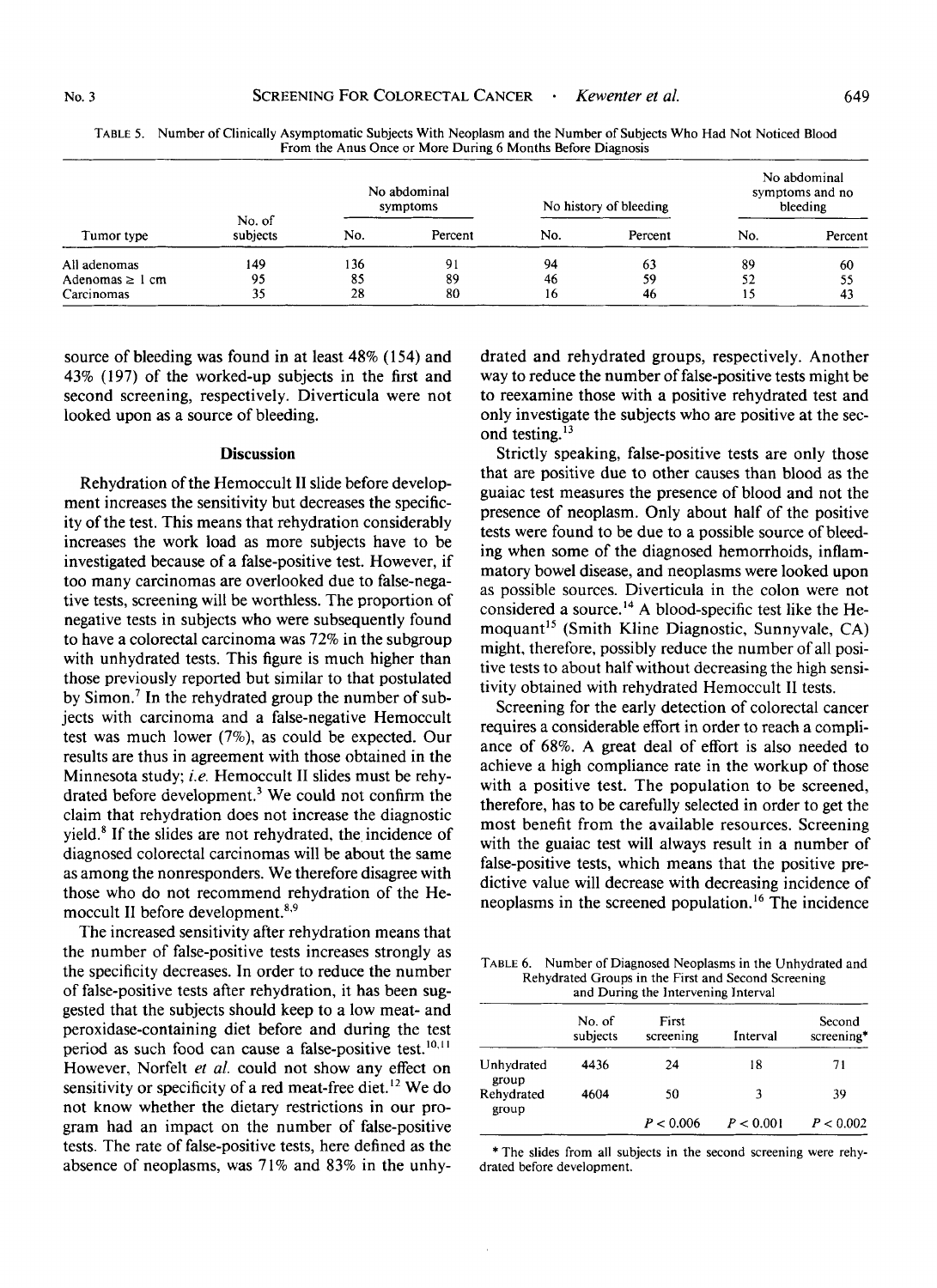TABLE 5. Number of Clinically Asymptomatic Subjects With Neoplasm and the Number of Subjects Who Had Not Noticed Blood From the Anus Once or More During 6 Months Before Diagnosis

| Tumor type | No. of subjects | No abdominal symptoms | | No history of bleeding | | No abdominal symptoms and no bleeding | |
|---|---|---|---|---|---|---|---|
| | | No. | Percent | No. | Percent | No. | Percent |
| All adenomas | 149 | 136 | 91 | 94 | 63 | 89 | 60 |
| Adenomas ≥ 1 cm | 95 | 85 | 89 | 46 | 59 | 52 | 55 |
| Carcinomas | 35 | 28 | 80 | 16 | 46 | 15 | 43 |

source of bleeding was found in at least 48% (154) and 43% (197) of the worked-up subjects in the first and second screening, respectively. Diverticula were not looked upon as a source of bleeding.

## Discussion

Rehydration of the Hemoccult II slide before development increases the sensitivity but decreases the specificity of the test. This means that rehydration considerably increases the work load as more subjects have to be investigated because of a false-positive test. However, if too many carcinomas are overlooked due to false-negative tests, screening will be worthless. The proportion of negative tests in subjects who were subsequently found to have a colorectal carcinoma was 72% in the subgroup with unhydrated tests. This figure is much higher than those previously reported but similar to that postulated by Simon.[7] In the rehydrated group the number of subjects with carcinoma and a false-negative Hemoccult test was much lower (7%), as could be expected. Our results are thus in agreement with those obtained in the Minnesota study; *i.e.* Hemoccult II slides must be rehydrated before development.[3] We could not confirm the claim that rehydration does not increase the diagnostic yield.[8] If the slides are not rehydrated, the incidence of diagnosed colorectal carcinomas will be about the same as among the nonresponders. We therefore disagree with those who do not recommend rehydration of the Hemoccult II before development.[8,9]

The increased sensitivity after rehydration means that the number of false-positive tests increases strongly as the specificity decreases. In order to reduce the number of false-positive tests after rehydration, it has been suggested that the subjects should keep to a low meat- and peroxidase-containing diet before and during the test period as such food can cause a false-positive test.[10,11] However, Norfelt *et al.* could not show any effect on sensitivity or specificity of a red meat-free diet.[12] We do not know whether the dietary restrictions in our program had an impact on the number of false-positive tests. The rate of false-positive tests, here defined as the absence of neoplasms, was 71% and 83% in the unhydrated and rehydrated groups, respectively. Another way to reduce the number of false-positive tests might be to reexamine those with a positive rehydrated test and only investigate the subjects who are positive at the second testing.[13]

Strictly speaking, false-positive tests are only those that are positive due to other causes than blood as the guaiac test measures the presence of blood and not the presence of neoplasm. Only about half of the positive tests were found to be due to a possible source of bleeding when some of the diagnosed hemorrhoids, inflammatory bowel disease, and neoplasms were looked upon as possible sources. Diverticula in the colon were not considered a source.[14] A blood-specific test like the Hemoquant[15] (Smith Kline Diagnostic, Sunnyvale, CA) might, therefore, possibly reduce the number of all positive tests to about half without decreasing the high sensitivity obtained with rehydrated Hemoccult II tests.

Screening for the early detection of colorectal cancer requires a considerable effort in order to reach a compliance of 68%. A great deal of effort is also needed to achieve a high compliance rate in the workup of those with a positive test. The population to be screened, therefore, has to be carefully selected in order to get the most benefit from the available resources. Screening with the guaiac test will always result in a number of false-positive tests, which means that the positive predictive value will decrease with decreasing incidence of neoplasms in the screened population.[16] The incidence

TABLE 6. Number of Diagnosed Neoplasms in the Unhydrated and Rehydrated Groups in the First and Second Screening and During the Intervening Interval

| | No. of subjects | First screening | Interval | Second screening* |
|---|---|---|---|---|
| Unhydrated group | 4436 | 24 | 18 | 71 |
| Rehydrated group | 4604 | 50 | 3 | 39 |
| | | $P < 0.006$ | $P < 0.001$ | $P < 0.002$ |

* The slides from all subjects in the second screening were rehydrated before development.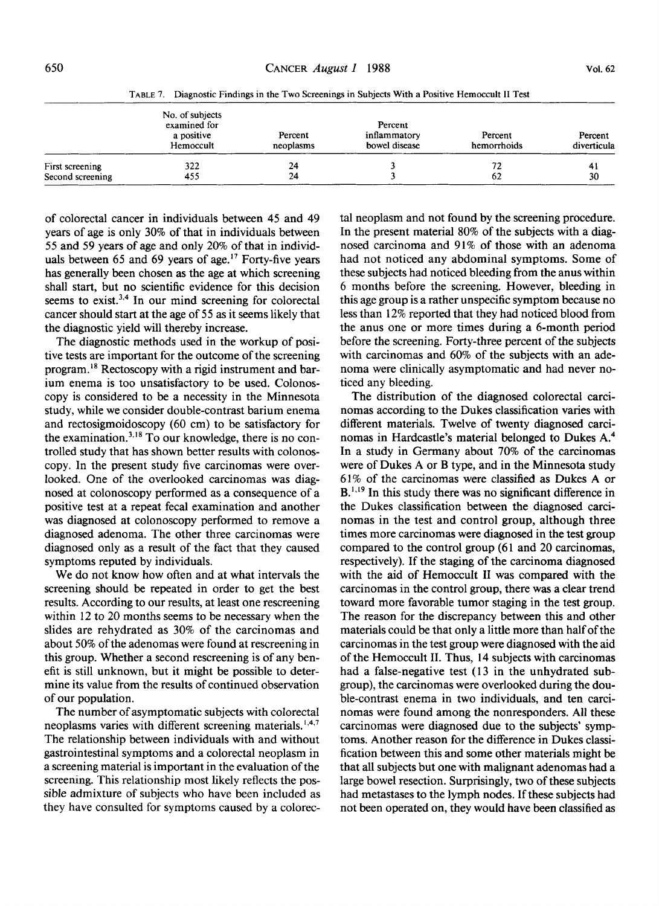TABLE 7. Diagnostic Findings in the Two Screenings in Subjects With a Positive Hemoccult II Test

| | No. of subjects examined for a positive Hemoccult | Percent neoplasms | Percent inflammatory bowel disease | Percent hemorrhoids | Percent diverticula |
|---|---|---|---|---|---|
| First screening | 322 | 24 | 3 | 72 | 41 |
| Second screening | 455 | 24 | 3 | 62 | 30 |

of colorectal cancer in individuals between 45 and 49 years of age is only 30% of that in individuals between 55 and 59 years of age and only 20% of that in individuals between 65 and 69 years of age.[17] Forty-five years has generally been chosen as the age at which screening shall start, but no scientific evidence for this decision seems to exist.[3,4] In our mind screening for colorectal cancer should start at the age of 55 as it seems likely that the diagnostic yield will thereby increase.

The diagnostic methods used in the workup of positive tests are important for the outcome of the screening program.[18] Rectoscopy with a rigid instrument and barium enema is too unsatisfactory to be used. Colonoscopy is considered to be a necessity in the Minnesota study, while we consider double-contrast barium enema and rectosigmoidoscopy (60 cm) to be satisfactory for the examination.[3,18] To our knowledge, there is no controlled study that has shown better results with colonoscopy. In the present study five carcinomas were overlooked. One of the overlooked carcinomas was diagnosed at colonoscopy performed as a consequence of a positive test at a repeat fecal examination and another was diagnosed at colonoscopy performed to remove a diagnosed adenoma. The other three carcinomas were diagnosed only as a result of the fact that they caused symptoms reputed by individuals.

We do not know how often and at what intervals the screening should be repeated in order to get the best results. According to our results, at least one rescreening within 12 to 20 months seems to be necessary when the slides are rehydrated as 30% of the carcinomas and about 50% of the adenomas were found at rescreening in this group. Whether a second rescreening is of any benefit is still unknown, but it might be possible to determine its value from the results of continued observation of our population.

The number of asymptomatic subjects with colorectal neoplasms varies with different screening materials.[1,4,7] The relationship between individuals with and without gastrointestinal symptoms and a colorectal neoplasm in a screening material is important in the evaluation of the screening. This relationship most likely reflects the possible admixture of subjects who have been included as they have consulted for symptoms caused by a colorectal neoplasm and not found by the screening procedure. In the present material 80% of the subjects with a diagnosed carcinoma and 91% of those with an adenoma had not noticed any abdominal symptoms. Some of these subjects had noticed bleeding from the anus within 6 months before the screening. However, bleeding in this age group is a rather unspecific symptom because no less than 12% reported that they had noticed blood from the anus one or more times during a 6-month period before the screening. Forty-three percent of the subjects with carcinomas and 60% of the subjects with an adenoma were clinically asymptomatic and had never noticed any bleeding.

The distribution of the diagnosed colorectal carcinomas according to the Dukes classification varies with different materials. Twelve of twenty diagnosed carcinomas in Hardcastle's material belonged to Dukes A.[4] In a study in Germany about 70% of the carcinomas were of Dukes A or B type, and in the Minnesota study 61% of the carcinomas were classified as Dukes A or B.[1,19] In this study there was no significant difference in the Dukes classification between the diagnosed carcinomas in the test and control group, although three times more carcinomas were diagnosed in the test group compared to the control group (61 and 20 carcinomas, respectively). If the staging of the carcinoma diagnosed with the aid of Hemoccult II was compared with the carcinomas in the control group, there was a clear trend toward more favorable tumor staging in the test group. The reason for the discrepancy between this and other materials could be that only a little more than half of the carcinomas in the test group were diagnosed with the aid of the Hemoccult II. Thus, 14 subjects with carcinomas had a false-negative test (13 in the unhydrated subgroup), the carcinomas were overlooked during the double-contrast enema in two individuals, and ten carcinomas were found among the nonresponders. All these carcinomas were diagnosed due to the subjects' symptoms. Another reason for the difference in Dukes classification between this and some other materials might be that all subjects but one with malignant adenomas had a large bowel resection. Surprisingly, two of these subjects had metastases to the lymph nodes. If these subjects had not been operated on, they would have been classified as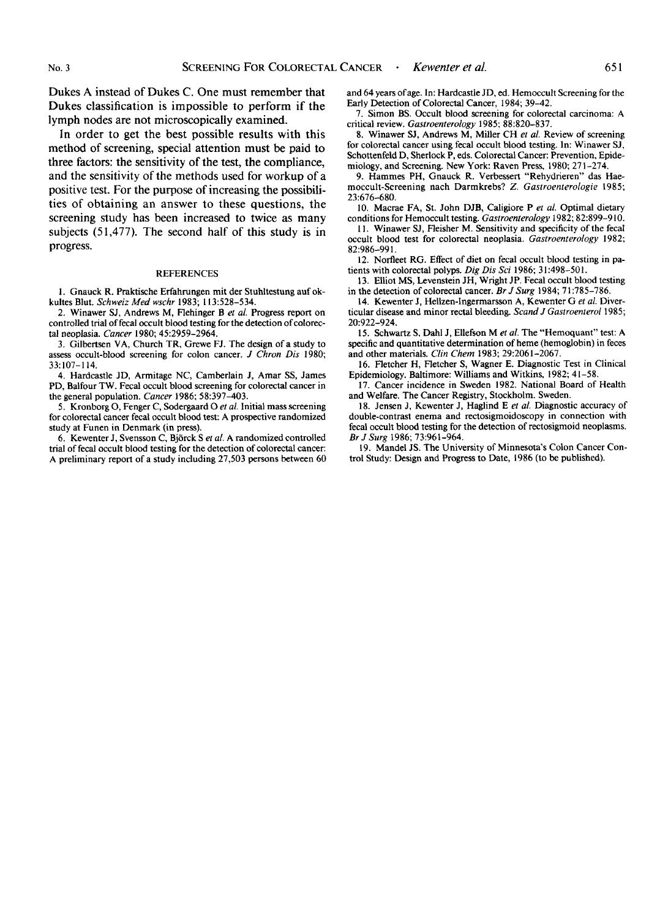Dukes A instead of Dukes C. One must remember that Dukes classification is impossible to perform if the lymph nodes are not microscopically examined.

In order to get the best possible results with this method of screening, special attention must be paid to three factors: the sensitivity of the test, the compliance, and the sensitivity of the methods used for workup of a positive test. For the purpose of increasing the possibilities of obtaining an answer to these questions, the screening study has been increased to twice as many subjects (51,477). The second half of this study is in progress.

## REFERENCES

1. Gnauck R. Praktische Erfahrungen mit der Stuhltestung auf okkultes Blut. *Schweiz Med wschr* 1983; 113:528–534.
2. Winawer SJ, Andrews M, Flehinger B *et al.* Progress report on controlled trial of fecal occult blood testing for the detection of colorectal neoplasia. *Cancer* 1980; 45:2959–2964.
3. Gilbertsen VA, Church TR, Grewe FJ. The design of a study to assess occult-blood screening for colon cancer. *J Chron Dis* 1980; 33:107–114.
4. Hardcastle JD, Armitage NC, Camberlain J, Amar SS, James PD, Balfour TW. Fecal occult blood screening for colorectal cancer in the general population. *Cancer* 1986; 58:397–403.
5. Kronborg O, Fenger C, Sodergaard O *et al.* Initial mass screening for colorectal cancer fecal occult blood test: A prospective randomized study at Funen in Denmark (in press).
6. Kewenter J, Svensson C, Björck S *et al.* A randomized controlled trial of fecal occult blood testing for the detection of colorectal cancer: A preliminary report of a study including 27,503 persons between 60 and 64 years of age. In: Hardcastle JD, ed. Hemoccult Screening for the Early Detection of Colorectal Cancer, 1984; 39–42.
7. Simon BS. Occult blood screening for colorectal carcinoma: A critical review. *Gastroenterology* 1985; 88:820–837.
8. Winawer SJ, Andrews M, Miller CH *et al.* Review of screening for colorectal cancer using fecal occult blood testing. In: Winawer SJ, Schottenfeld D, Sherlock P, eds. Colorectal Cancer: Prevention, Epidemiology, and Screening. New York: Raven Press, 1980; 271–274.
9. Hammes PH, Gnauck R. Verbessert "Rehydrieren" das Haemoccult-Screening nach Darmkrebs? *Z. Gastroenterologie* 1985; 23:676–680.
10. Macrae FA, St. John DJB, Caligiore P *et al.* Optimal dietary conditions for Hemoccult testing. *Gastroenterology* 1982; 82:899–910.
11. Winawer SJ, Fleisher M. Sensitivity and specificity of the fecal occult blood test for colorectal neoplasia. *Gastroenterology* 1982; 82:986–991.
12. Norfleet RG. Effect of diet on fecal occult blood testing in patients with colorectal polyps. *Dig Dis Sci* 1986; 31:498–501.
13. Elliot MS, Levenstein JH, Wright JP. Fecal occult blood testing in the detection of colorectal cancer. *Br J Surg* 1984; 71:785–786.
14. Kewenter J, Hellzen-Ingermarsson A, Kewenter G *et al.* Diverticular disease and minor rectal bleeding. *Scand J Gastroenterol* 1985; 20:922–924.
15. Schwartz S, Dahl J, Ellefson M *et al.* The "Hemoquant" test: A specific and quantitative determination of heme (hemoglobin) in feces and other materials. *Clin Chem* 1983; 29:2061–2067.
16. Fletcher H, Fletcher S, Wagner E. Diagnostic Test in Clinical Epidemiology. Baltimore: Williams and Witkins, 1982; 41–58.
17. Cancer incidence in Sweden 1982. National Board of Health and Welfare. The Cancer Registry, Stockholm. Sweden.
18. Jensen J, Kewenter J, Haglind E *et al.* Diagnostic accuracy of double-contrast enema and rectosigmoidoscopy in connection with fecal occult blood testing for the detection of rectosigmoid neoplasms. *Br J Surg* 1986; 73:961–964.
19. Mandel JS. The University of Minnesota's Colon Cancer Control Study: Design and Progress to Date, 1986 (to be published).